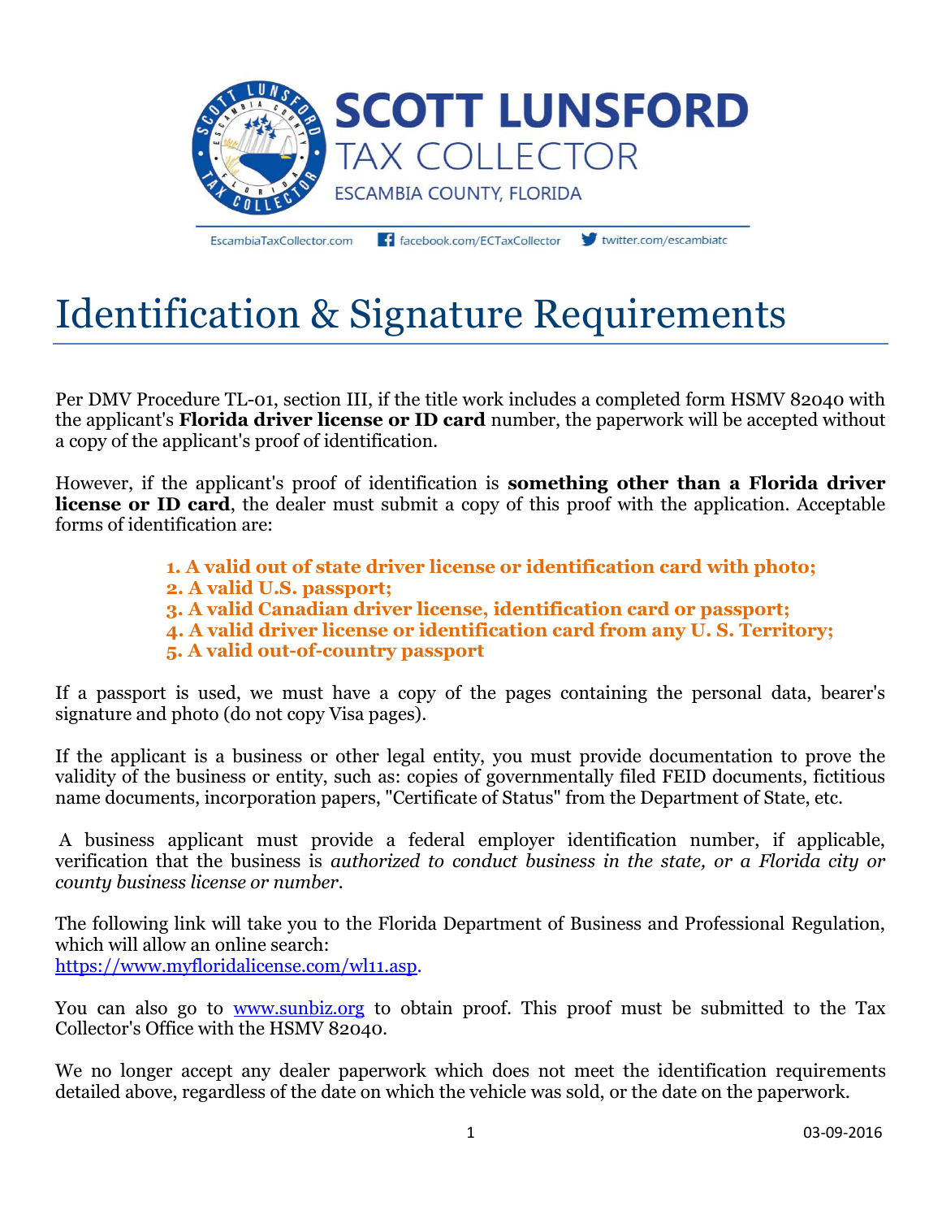# SCOTT LUNSFORD

TAX COLLECTOR

ESCAMBIA COUNTY, FLORIDA

EscambiaTaxCollector.com facebook.com/ECTaxCollector twitter.com/escambiatc

# Identification & Signature Requirements

Per DMV Procedure TL-01, section III, if the title work includes a completed form HSMV 82040 with the applicant's **Florida driver license or ID card** number, the paperwork will be accepted without a copy of the applicant's proof of identification.

However, if the applicant's proof of identification is **something other than a Florida driver license or ID card**, the dealer must submit a copy of this proof with the application. Acceptable forms of identification are:

1. **A valid out of state driver license or identification card with photo;**
2. **A valid U.S. passport;**
3. **A valid Canadian driver license, identification card or passport;**
4. **A valid driver license or identification card from any U. S. Territory;**
5. **A valid out-of-country passport**

If a passport is used, we must have a copy of the pages containing the personal data, bearer's signature and photo (do not copy Visa pages).

If the applicant is a business or other legal entity, you must provide documentation to prove the validity of the business or entity, such as: copies of governmentally filed FEID documents, fictitious name documents, incorporation papers, "Certificate of Status" from the Department of State, etc.

A business applicant must provide a federal employer identification number, if applicable, verification that the business is *authorized to conduct business in the state, or a Florida city or county business license or number*.

The following link will take you to the Florida Department of Business and Professional Regulation, which will allow an online search:
https://www.myfloridalicense.com/wl11.asp.

You can also go to www.sunbiz.org to obtain proof. This proof must be submitted to the Tax Collector's Office with the HSMV 82040.

We no longer accept any dealer paperwork which does not meet the identification requirements detailed above, regardless of the date on which the vehicle was sold, or the date on the paperwork.

03-09-2016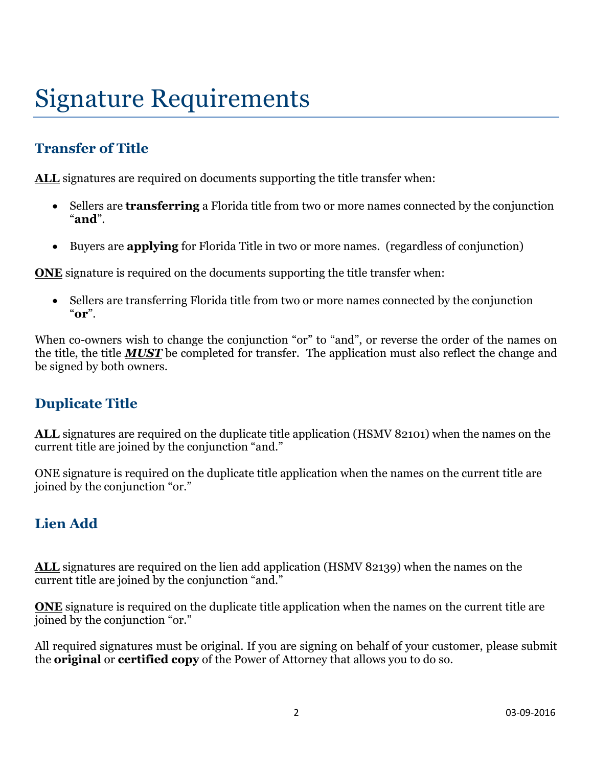# Signature Requirements

## Transfer of Title

**ALL** signatures are required on documents supporting the title transfer when:

- Sellers are **transferring** a Florida title from two or more names connected by the conjunction "**and**".
- Buyers are **applying** for Florida Title in two or more names. (regardless of conjunction)

**ONE** signature is required on the documents supporting the title transfer when:

- Sellers are transferring Florida title from two or more names connected by the conjunction "**or**".

When co-owners wish to change the conjunction "or" to "and", or reverse the order of the names on the title, the title ***MUST*** be completed for transfer. The application must also reflect the change and be signed by both owners.

## Duplicate Title

**ALL** signatures are required on the duplicate title application (HSMV 82101) when the names on the current title are joined by the conjunction "and."

ONE signature is required on the duplicate title application when the names on the current title are joined by the conjunction "or."

## Lien Add

**ALL** signatures are required on the lien add application (HSMV 82139) when the names on the current title are joined by the conjunction "and."

**ONE** signature is required on the duplicate title application when the names on the current title are joined by the conjunction "or."

All required signatures must be original. If you are signing on behalf of your customer, please submit the **original** or **certified copy** of the Power of Attorney that allows you to do so.

03-09-2016